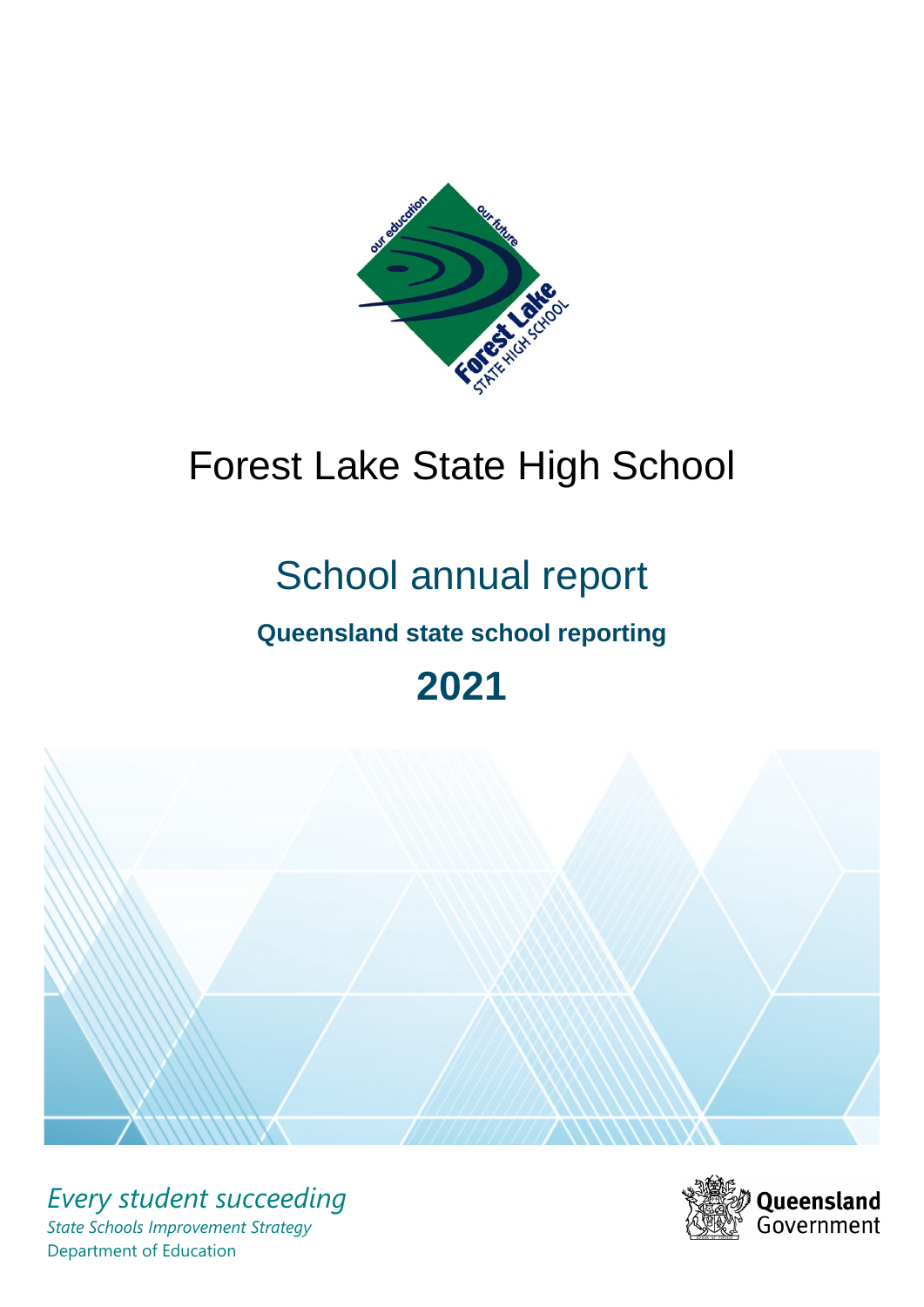# Forest Lake State High School

## School annual report

### Queensland state school reporting

## 2021

*Every student succeeding*

*State Schools Improvement Strategy*

Department of Education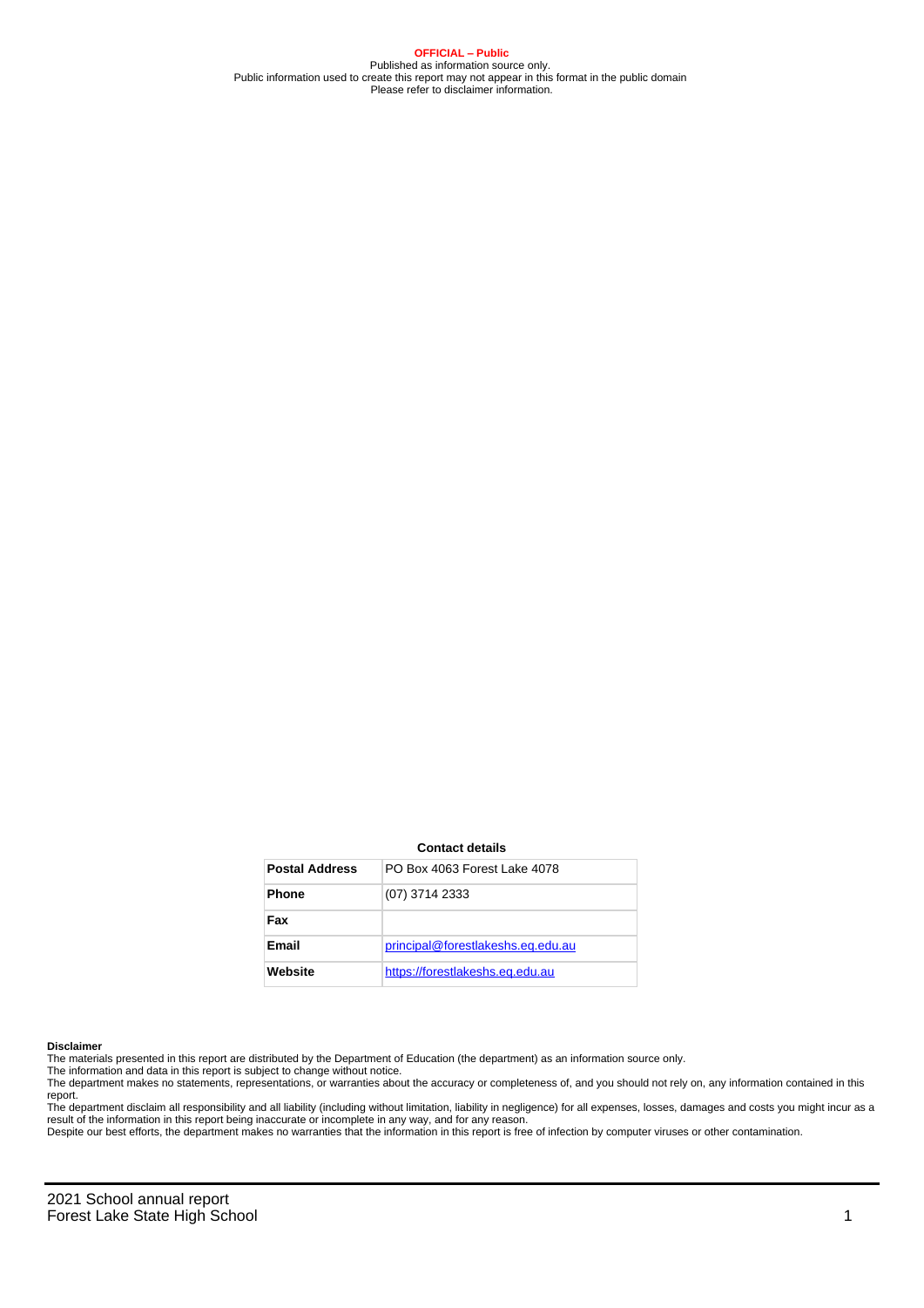**OFFICIAL – Public**
Published as information source only.
Public information used to create this report may not appear in this format in the public domain
Please refer to disclaimer information.

**Contact details**

| | |
|---|---|
| **Postal Address** | PO Box 4063 Forest Lake 4078 |
| **Phone** | (07) 3714 2333 |
| **Fax** | |
| **Email** | principal@forestlakeshs.eq.edu.au |
| **Website** | https://forestlakeshs.eq.edu.au |

**Disclaimer**
The materials presented in this report are distributed by the Department of Education (the department) as an information source only.
The information and data in this report is subject to change without notice.
The department makes no statements, representations, or warranties about the accuracy or completeness of, and you should not rely on, any information contained in this report.
The department disclaim all responsibility and all liability (including without limitation, liability in negligence) for all expenses, losses, damages and costs you might incur as a result of the information in this report being inaccurate or incomplete in any way, and for any reason.
Despite our best efforts, the department makes no warranties that the information in this report is free of infection by computer viruses or other contamination.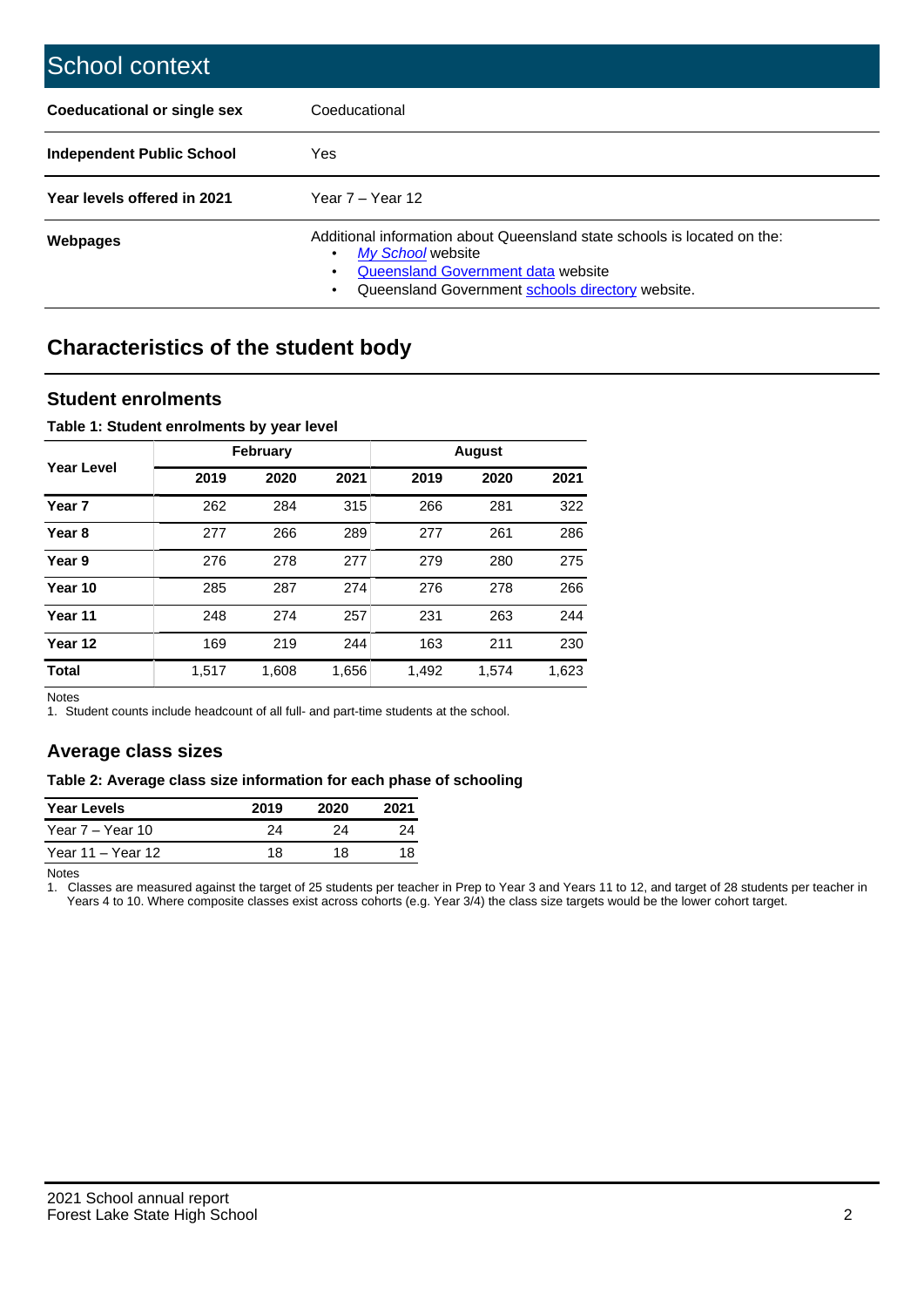# School context

| | |
|---|---|
| **Coeducational or single sex** | Coeducational |
| **Independent Public School** | Yes |
| **Year levels offered in 2021** | Year 7 – Year 12 |
| **Webpages** | Additional information about Queensland state schools is located on the: <br>• *My School* website <br>• Queensland Government data website <br>• Queensland Government schools directory website. |

## Characteristics of the student body

### Student enrolments

**Table 1: Student enrolments by year level**

| Year Level | February | | | August | | |
|---|---|---|---|---|---|---|
| | **2019** | **2020** | **2021** | **2019** | **2020** | **2021** |
| **Year 7** | 262 | 284 | 315 | 266 | 281 | 322 |
| **Year 8** | 277 | 266 | 289 | 277 | 261 | 286 |
| **Year 9** | 276 | 278 | 277 | 279 | 280 | 275 |
| **Year 10** | 285 | 287 | 274 | 276 | 278 | 266 |
| **Year 11** | 248 | 274 | 257 | 231 | 263 | 244 |
| **Year 12** | 169 | 219 | 244 | 163 | 211 | 230 |
| **Total** | 1,517 | 1,608 | 1,656 | 1,492 | 1,574 | 1,623 |

Notes
1. Student counts include headcount of all full- and part-time students at the school.

### Average class sizes

**Table 2: Average class size information for each phase of schooling**

| Year Levels | 2019 | 2020 | 2021 |
|---|---|---|---|
| Year 7 – Year 10 | 24 | 24 | 24 |
| Year 11 – Year 12 | 18 | 18 | 18 |

Notes
1. Classes are measured against the target of 25 students per teacher in Prep to Year 3 and Years 11 to 12, and target of 28 students per teacher in Years 4 to 10. Where composite classes exist across cohorts (e.g. Year 3/4) the class size targets would be the lower cohort target.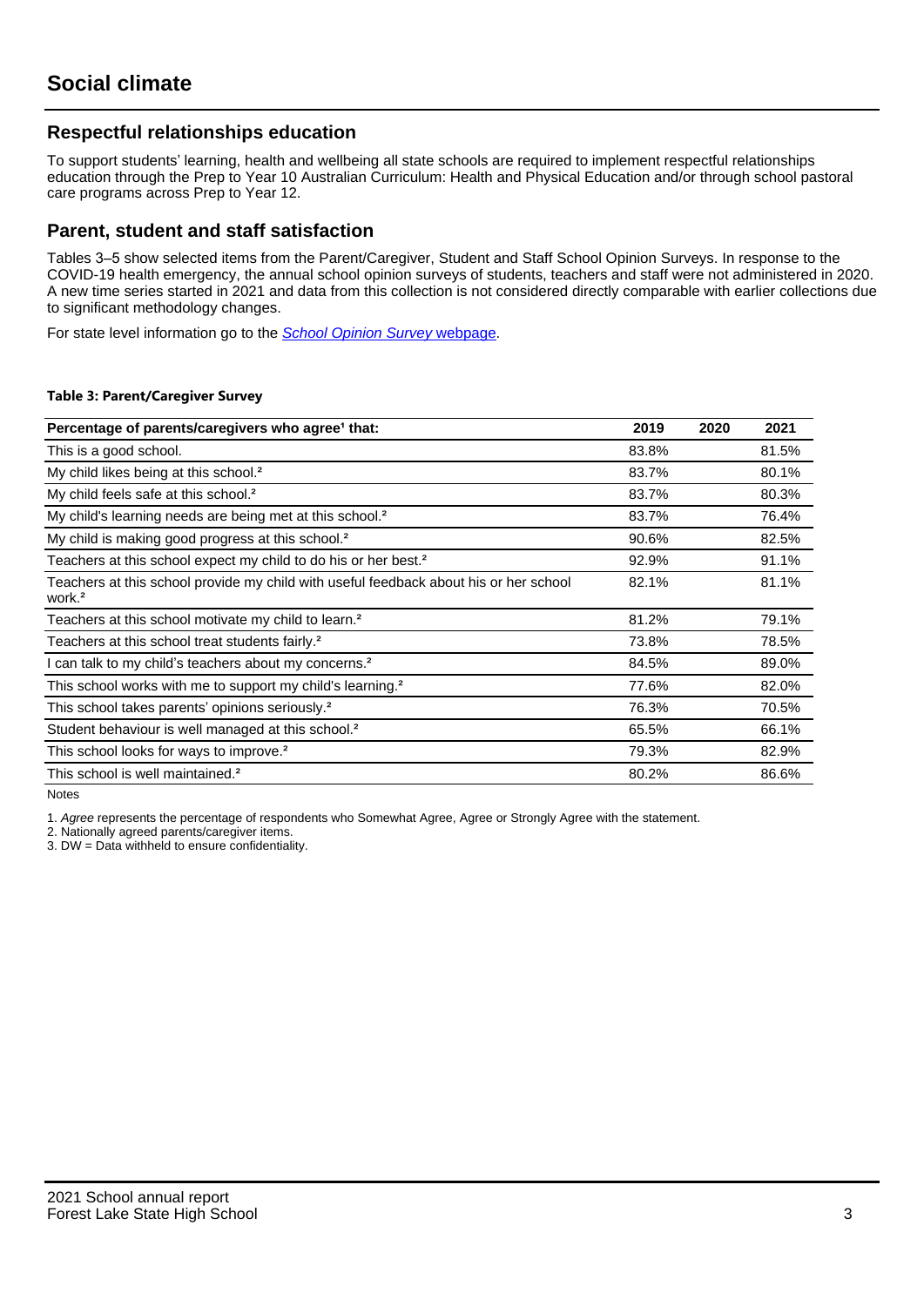# Social climate

## Respectful relationships education

To support students' learning, health and wellbeing all state schools are required to implement respectful relationships education through the Prep to Year 10 Australian Curriculum: Health and Physical Education and/or through school pastoral care programs across Prep to Year 12.

## Parent, student and staff satisfaction

Tables 3–5 show selected items from the Parent/Caregiver, Student and Staff School Opinion Surveys. In response to the COVID-19 health emergency, the annual school opinion surveys of students, teachers and staff were not administered in 2020. A new time series started in 2021 and data from this collection is not considered directly comparable with earlier collections due to significant methodology changes.

For state level information go to the *School Opinion Survey* webpage.

**Table 3: Parent/Caregiver Survey**

| Percentage of parents/caregivers who agree[1] that: | 2019 | 2020 | 2021 |
|---|---|---|---|
| This is a good school. | 83.8% | | 81.5% |
| My child likes being at this school.[2] | 83.7% | | 80.1% |
| My child feels safe at this school.[2] | 83.7% | | 80.3% |
| My child's learning needs are being met at this school.[2] | 83.7% | | 76.4% |
| My child is making good progress at this school.[2] | 90.6% | | 82.5% |
| Teachers at this school expect my child to do his or her best.[2] | 92.9% | | 91.1% |
| Teachers at this school provide my child with useful feedback about his or her school work.[2] | 82.1% | | 81.1% |
| Teachers at this school motivate my child to learn.[2] | 81.2% | | 79.1% |
| Teachers at this school treat students fairly.[2] | 73.8% | | 78.5% |
| I can talk to my child's teachers about my concerns.[2] | 84.5% | | 89.0% |
| This school works with me to support my child's learning.[2] | 77.6% | | 82.0% |
| This school takes parents' opinions seriously.[2] | 76.3% | | 70.5% |
| Student behaviour is well managed at this school.[2] | 65.5% | | 66.1% |
| This school looks for ways to improve.[2] | 79.3% | | 82.9% |
| This school is well maintained.[2] | 80.2% | | 86.6% |

Notes

1. *Agree* represents the percentage of respondents who Somewhat Agree, Agree or Strongly Agree with the statement.
2. Nationally agreed parents/caregiver items.
3. DW = Data withheld to ensure confidentiality.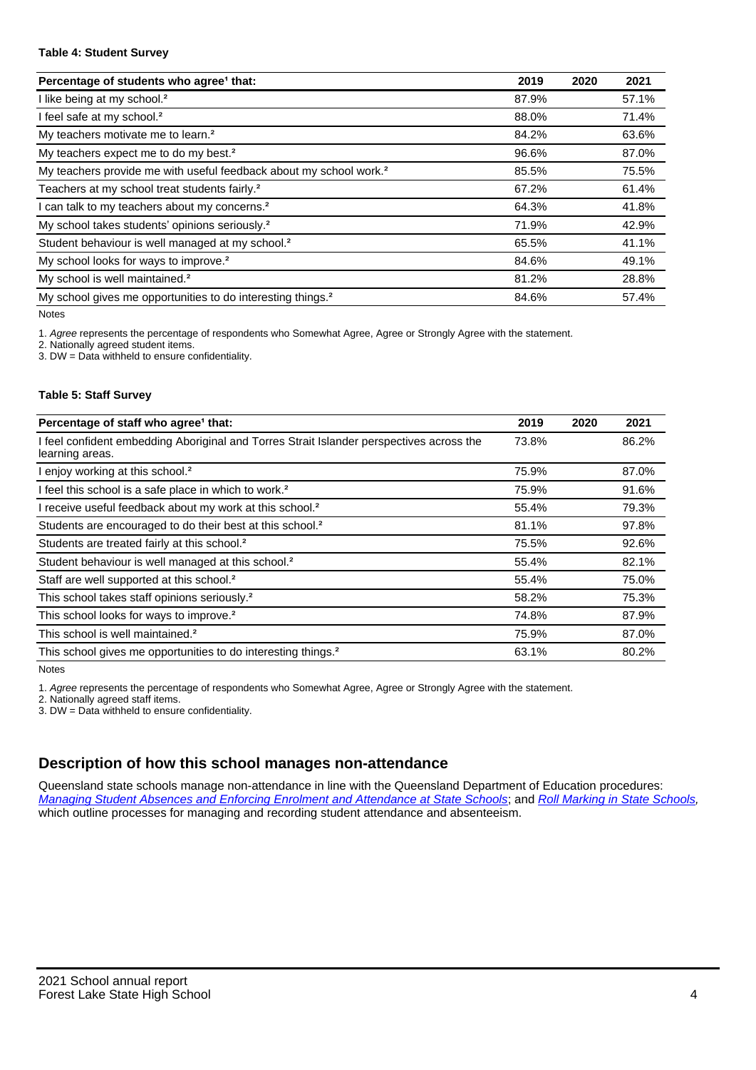#### Table 4: Student Survey

| Percentage of students who agree[1] that: | 2019 | 2020 | 2021 |
|---|---|---|---|
| I like being at my school.[2] | 87.9% | | 57.1% |
| I feel safe at my school.[2] | 88.0% | | 71.4% |
| My teachers motivate me to learn.[2] | 84.2% | | 63.6% |
| My teachers expect me to do my best.[2] | 96.6% | | 87.0% |
| My teachers provide me with useful feedback about my school work.[2] | 85.5% | | 75.5% |
| Teachers at my school treat students fairly.[2] | 67.2% | | 61.4% |
| I can talk to my teachers about my concerns.[2] | 64.3% | | 41.8% |
| My school takes students' opinions seriously.[2] | 71.9% | | 42.9% |
| Student behaviour is well managed at my school.[2] | 65.5% | | 41.1% |
| My school looks for ways to improve.[2] | 84.6% | | 49.1% |
| My school is well maintained.[2] | 81.2% | | 28.8% |
| My school gives me opportunities to do interesting things.[2] | 84.6% | | 57.4% |

Notes

1. *Agree* represents the percentage of respondents who Somewhat Agree, Agree or Strongly Agree with the statement.
2. Nationally agreed student items.
3. DW = Data withheld to ensure confidentiality.

#### Table 5: Staff Survey

| Percentage of staff who agree[1] that: | 2019 | 2020 | 2021 |
|---|---|---|---|
| I feel confident embedding Aboriginal and Torres Strait Islander perspectives across the learning areas. | 73.8% | | 86.2% |
| I enjoy working at this school.[2] | 75.9% | | 87.0% |
| I feel this school is a safe place in which to work.[2] | 75.9% | | 91.6% |
| I receive useful feedback about my work at this school.[2] | 55.4% | | 79.3% |
| Students are encouraged to do their best at this school.[2] | 81.1% | | 97.8% |
| Students are treated fairly at this school.[2] | 75.5% | | 92.6% |
| Student behaviour is well managed at this school.[2] | 55.4% | | 82.1% |
| Staff are well supported at this school.[2] | 55.4% | | 75.0% |
| This school takes staff opinions seriously.[2] | 58.2% | | 75.3% |
| This school looks for ways to improve.[2] | 74.8% | | 87.9% |
| This school is well maintained.[2] | 75.9% | | 87.0% |
| This school gives me opportunities to do interesting things.[2] | 63.1% | | 80.2% |

Notes

1. *Agree* represents the percentage of respondents who Somewhat Agree, Agree or Strongly Agree with the statement.
2. Nationally agreed staff items.
3. DW = Data withheld to ensure confidentiality.

## Description of how this school manages non-attendance

Queensland state schools manage non-attendance in line with the Queensland Department of Education procedures: *Managing Student Absences and Enforcing Enrolment and Attendance at State Schools*; and *Roll Marking in State Schools*, which outline processes for managing and recording student attendance and absenteeism.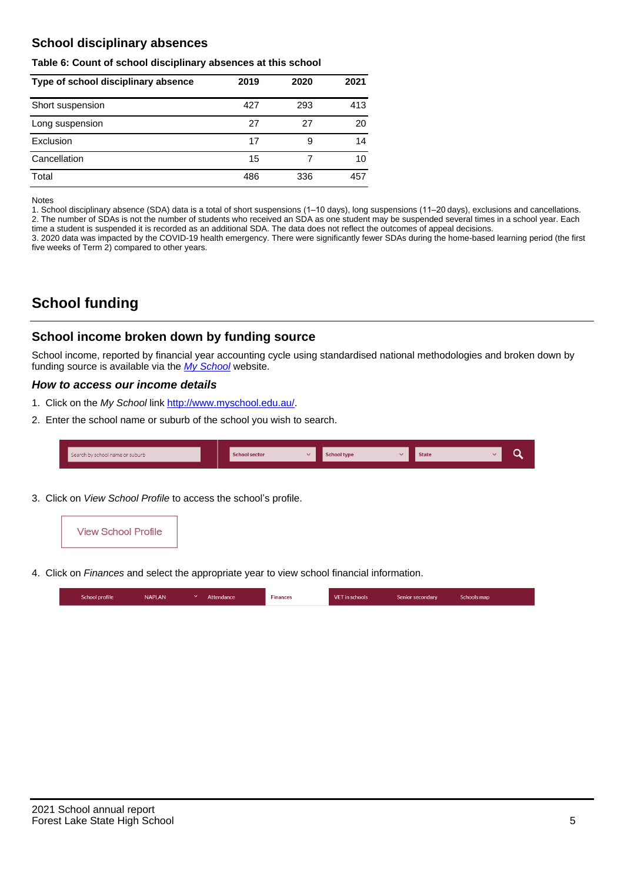## School disciplinary absences

**Table 6: Count of school disciplinary absences at this school**

| Type of school disciplinary absence | 2019 | 2020 | 2021 |
|---|---|---|---|
| Short suspension | 427 | 293 | 413 |
| Long suspension | 27 | 27 | 20 |
| Exclusion | 17 | 9 | 14 |
| Cancellation | 15 | 7 | 10 |
| Total | 486 | 336 | 457 |

Notes

1. School disciplinary absence (SDA) data is a total of short suspensions (1–10 days), long suspensions (11–20 days), exclusions and cancellations.
2. The number of SDAs is not the number of students who received an SDA as one student may be suspended several times in a school year. Each time a student is suspended it is recorded as an additional SDA. The data does not reflect the outcomes of appeal decisions.
3. 2020 data was impacted by the COVID-19 health emergency. There were significantly fewer SDAs during the home-based learning period (the first five weeks of Term 2) compared to other years.

# School funding

## School income broken down by funding source

School income, reported by financial year accounting cycle using standardised national methodologies and broken down by funding source is available via the *My School* website.

### *How to access our income details*

1. Click on the *My School* link http://www.myschool.edu.au/.
2. Enter the school name or suburb of the school you wish to search.

Search by school name or suburb | School sector | School type | State

3. Click on *View School Profile* to access the school's profile.

View School Profile

4. Click on *Finances* and select the appropriate year to view school financial information.

School profile | NAPLAN | Attendance | Finances | VET in schools | Senior secondary | Schools map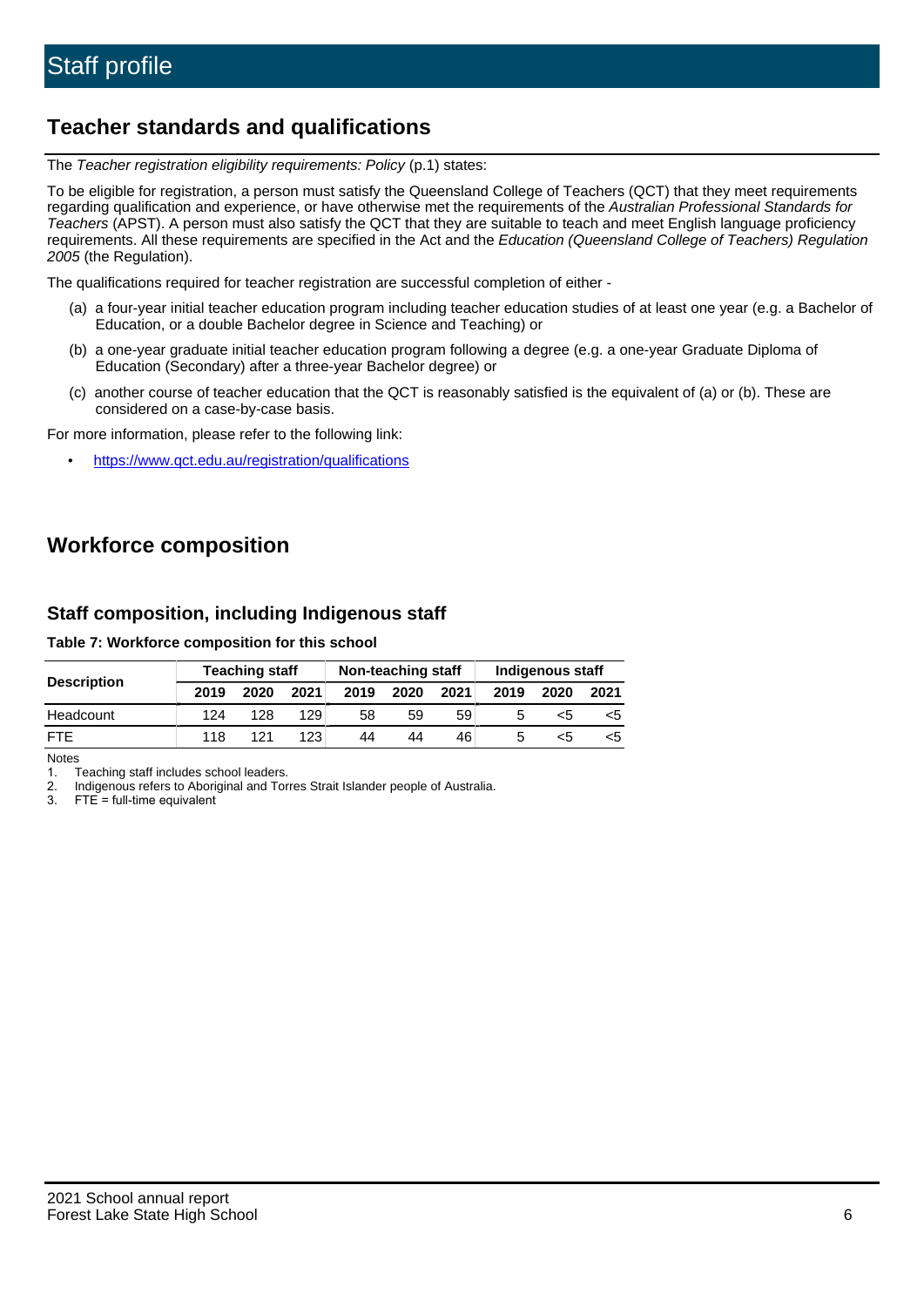# Staff profile

## Teacher standards and qualifications

The *Teacher registration eligibility requirements: Policy* (p.1) states:

To be eligible for registration, a person must satisfy the Queensland College of Teachers (QCT) that they meet requirements regarding qualification and experience, or have otherwise met the requirements of the *Australian Professional Standards for Teachers* (APST). A person must also satisfy the QCT that they are suitable to teach and meet English language proficiency requirements. All these requirements are specified in the Act and the *Education (Queensland College of Teachers) Regulation 2005* (the Regulation).

The qualifications required for teacher registration are successful completion of either -

(a) a four-year initial teacher education program including teacher education studies of at least one year (e.g. a Bachelor of Education, or a double Bachelor degree in Science and Teaching) or

(b) a one-year graduate initial teacher education program following a degree (e.g. a one-year Graduate Diploma of Education (Secondary) after a three-year Bachelor degree) or

(c) another course of teacher education that the QCT is reasonably satisfied is the equivalent of (a) or (b). These are considered on a case-by-case basis.

For more information, please refer to the following link:

- https://www.qct.edu.au/registration/qualifications

## Workforce composition

### Staff composition, including Indigenous staff

**Table 7: Workforce composition for this school**

| Description | Teaching staff | | | Non-teaching staff | | | Indigenous staff | | |
|---|---|---|---|---|---|---|---|---|---|
| | 2019 | 2020 | 2021 | 2019 | 2020 | 2021 | 2019 | 2020 | 2021 |
| Headcount | 124 | 128 | 129 | 58 | 59 | 59 | 5 | <5 | <5 |
| FTE | 118 | 121 | 123 | 44 | 44 | 46 | 5 | <5 | <5 |

Notes

1. Teaching staff includes school leaders.
2. Indigenous refers to Aboriginal and Torres Strait Islander people of Australia.
3. FTE = full-time equivalent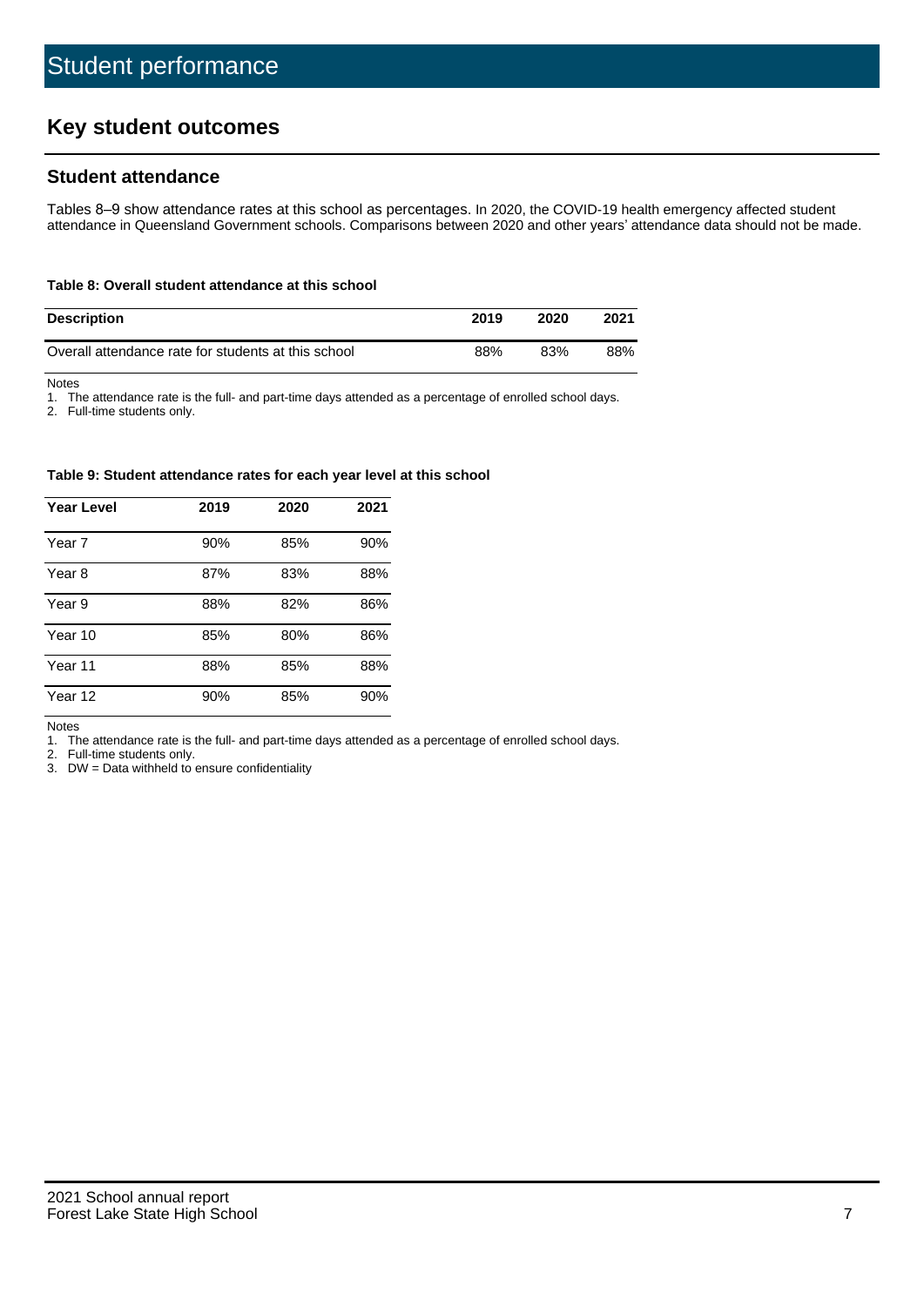# Student performance

## Key student outcomes

### Student attendance

Tables 8–9 show attendance rates at this school as percentages. In 2020, the COVID-19 health emergency affected student attendance in Queensland Government schools. Comparisons between 2020 and other years' attendance data should not be made.

**Table 8: Overall student attendance at this school**

| Description | 2019 | 2020 | 2021 |
|---|---|---|---|
| Overall attendance rate for students at this school | 88% | 83% | 88% |

Notes
1. The attendance rate is the full- and part-time days attended as a percentage of enrolled school days.
2. Full-time students only.

**Table 9: Student attendance rates for each year level at this school**

| Year Level | 2019 | 2020 | 2021 |
|---|---|---|---|
| Year 7 | 90% | 85% | 90% |
| Year 8 | 87% | 83% | 88% |
| Year 9 | 88% | 82% | 86% |
| Year 10 | 85% | 80% | 86% |
| Year 11 | 88% | 85% | 88% |
| Year 12 | 90% | 85% | 90% |

Notes
1. The attendance rate is the full- and part-time days attended as a percentage of enrolled school days.
2. Full-time students only.
3. DW = Data withheld to ensure confidentiality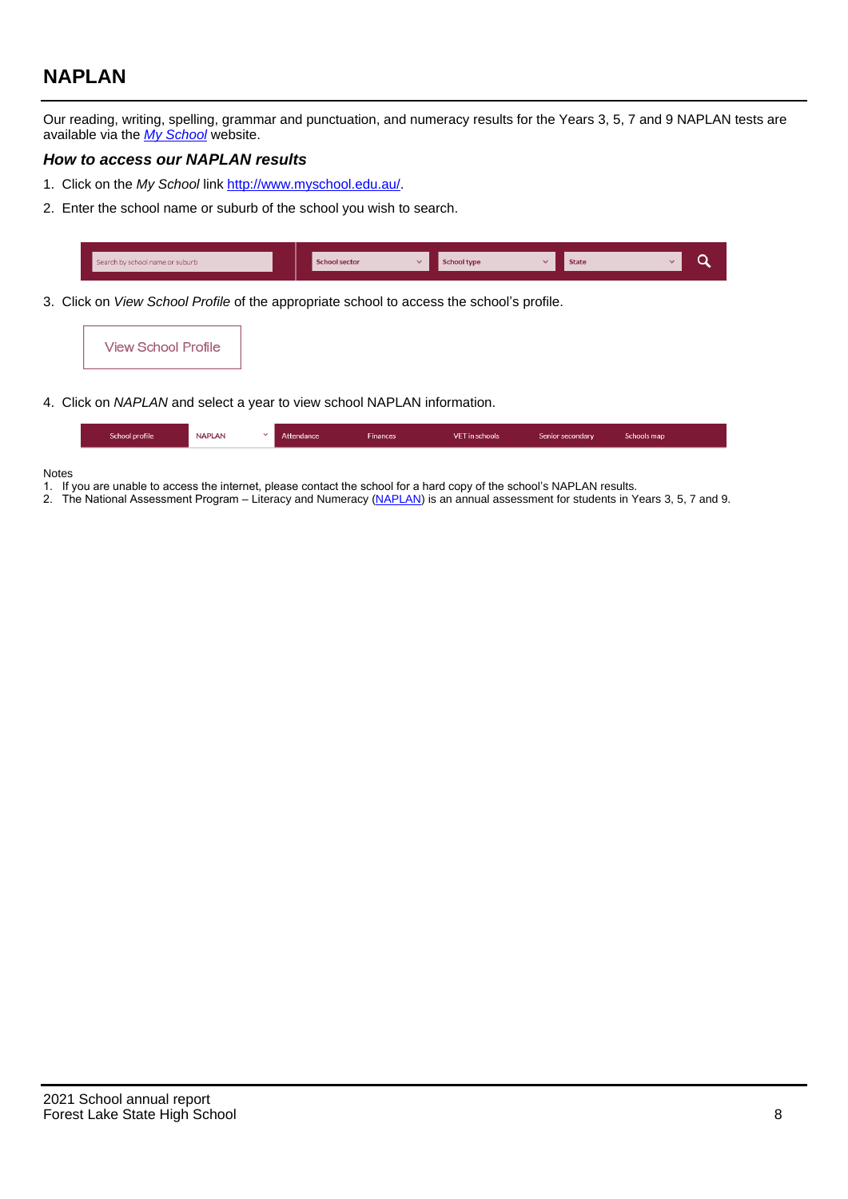## NAPLAN

Our reading, writing, spelling, grammar and punctuation, and numeracy results for the Years 3, 5, 7 and 9 NAPLAN tests are available via the *My School* website.

### *How to access our NAPLAN results*

1. Click on the *My School* link http://www.myschool.edu.au/.
2. Enter the school name or suburb of the school you wish to search.

| Search by school name or suburb | School sector | School type | State |
|---|---|---|---|

3. Click on *View School Profile* of the appropriate school to access the school's profile.

View School Profile

4. Click on *NAPLAN* and select a year to view school NAPLAN information.

| School profile | NAPLAN | Attendance | Finances | VET in schools | Senior secondary | Schools map |
|---|---|---|---|---|---|---|

Notes
1. If you are unable to access the internet, please contact the school for a hard copy of the school's NAPLAN results.
2. The National Assessment Program – Literacy and Numeracy (NAPLAN) is an annual assessment for students in Years 3, 5, 7 and 9.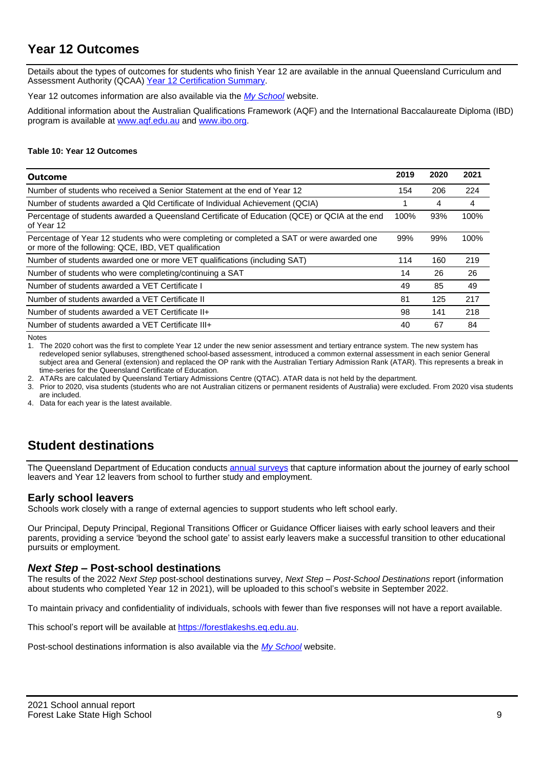## Year 12 Outcomes

Details about the types of outcomes for students who finish Year 12 are available in the annual Queensland Curriculum and Assessment Authority (QCAA) Year 12 Certification Summary.

Year 12 outcomes information are also available via the *My School* website.

Additional information about the Australian Qualifications Framework (AQF) and the International Baccalaureate Diploma (IBD) program is available at www.aqf.edu.au and www.ibo.org.

**Table 10: Year 12 Outcomes**

| Outcome | 2019 | 2020 | 2021 |
|---|---|---|---|
| Number of students who received a Senior Statement at the end of Year 12 | 154 | 206 | 224 |
| Number of students awarded a Qld Certificate of Individual Achievement (QCIA) | 1 | 4 | 4 |
| Percentage of students awarded a Queensland Certificate of Education (QCE) or QCIA at the end of Year 12 | 100% | 93% | 100% |
| Percentage of Year 12 students who were completing or completed a SAT or were awarded one or more of the following: QCE, IBD, VET qualification | 99% | 99% | 100% |
| Number of students awarded one or more VET qualifications (including SAT) | 114 | 160 | 219 |
| Number of students who were completing/continuing a SAT | 14 | 26 | 26 |
| Number of students awarded a VET Certificate I | 49 | 85 | 49 |
| Number of students awarded a VET Certificate II | 81 | 125 | 217 |
| Number of students awarded a VET Certificate II+ | 98 | 141 | 218 |
| Number of students awarded a VET Certificate III+ | 40 | 67 | 84 |

Notes

1. The 2020 cohort was the first to complete Year 12 under the new senior assessment and tertiary entrance system. The new system has redeveloped senior syllabuses, strengthened school-based assessment, introduced a common external assessment in each senior General subject area and General (extension) and replaced the OP rank with the Australian Tertiary Admission Rank (ATAR). This represents a break in time-series for the Queensland Certificate of Education.
2. ATARs are calculated by Queensland Tertiary Admissions Centre (QTAC). ATAR data is not held by the department.
3. Prior to 2020, visa students (students who are not Australian citizens or permanent residents of Australia) were excluded. From 2020 visa students are included.
4. Data for each year is the latest available.

## Student destinations

The Queensland Department of Education conducts annual surveys that capture information about the journey of early school leavers and Year 12 leavers from school to further study and employment.

### Early school leavers

Schools work closely with a range of external agencies to support students who left school early.

Our Principal, Deputy Principal, Regional Transitions Officer or Guidance Officer liaises with early school leavers and their parents, providing a service 'beyond the school gate' to assist early leavers make a successful transition to other educational pursuits or employment.

### *Next Step* – Post-school destinations

The results of the 2022 *Next Step* post-school destinations survey, *Next Step – Post-School Destinations* report (information about students who completed Year 12 in 2021), will be uploaded to this school's website in September 2022.

To maintain privacy and confidentiality of individuals, schools with fewer than five responses will not have a report available.

This school's report will be available at https://forestlakeshs.eq.edu.au.

Post-school destinations information is also available via the *My School* website.